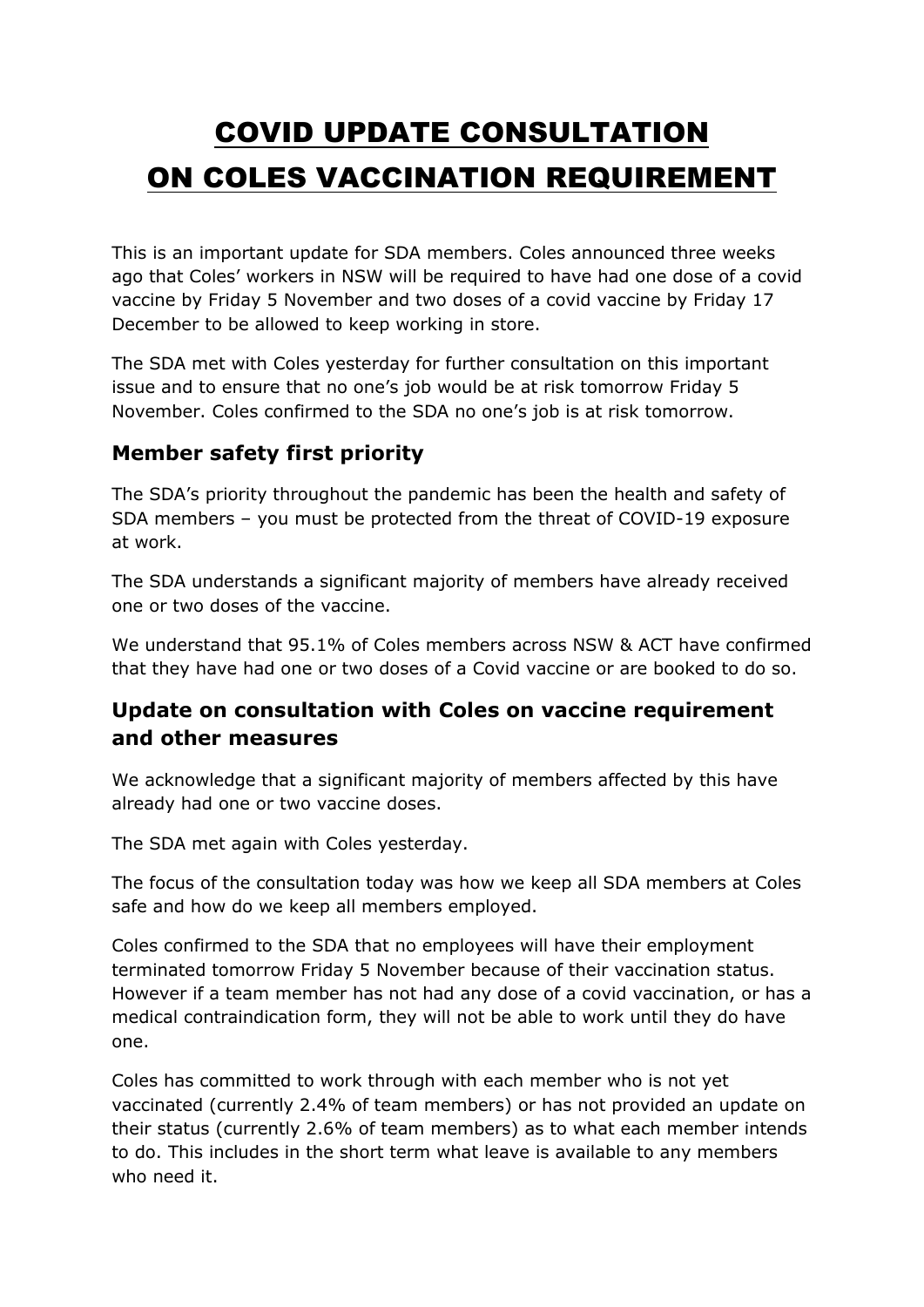# COVID UPDATE CONSULTATION ON COLES VACCINATION REQUIREMENT

This is an important update for SDA members. Coles announced three weeks ago that Coles' workers in NSW will be required to have had one dose of a covid vaccine by Friday 5 November and two doses of a covid vaccine by Friday 17 December to be allowed to keep working in store.

The SDA met with Coles yesterday for further consultation on this important issue and to ensure that no one's job would be at risk tomorrow Friday 5 November. Coles confirmed to the SDA no one's job is at risk tomorrow.

## Member safety first priority

The SDA's priority throughout the pandemic has been the health and safety of SDA members – you must be protected from the threat of COVID-19 exposure at work.

The SDA understands a significant majority of members have already received one or two doses of the vaccine.

We understand that 95.1% of Coles members across NSW & ACT have confirmed that they have had one or two doses of a Covid vaccine or are booked to do so.

## Update on consultation with Coles on vaccine requirement and other measures

We acknowledge that a significant majority of members affected by this have already had one or two vaccine doses.

The SDA met again with Coles yesterday.

The focus of the consultation today was how we keep all SDA members at Coles safe and how do we keep all members employed.

Coles confirmed to the SDA that no employees will have their employment terminated tomorrow Friday 5 November because of their vaccination status. However if a team member has not had any dose of a covid vaccination, or has a medical contraindication form, they will not be able to work until they do have one.

Coles has committed to work through with each member who is not yet vaccinated (currently 2.4% of team members) or has not provided an update on their status (currently 2.6% of team members) as to what each member intends to do. This includes in the short term what leave is available to any members who need it.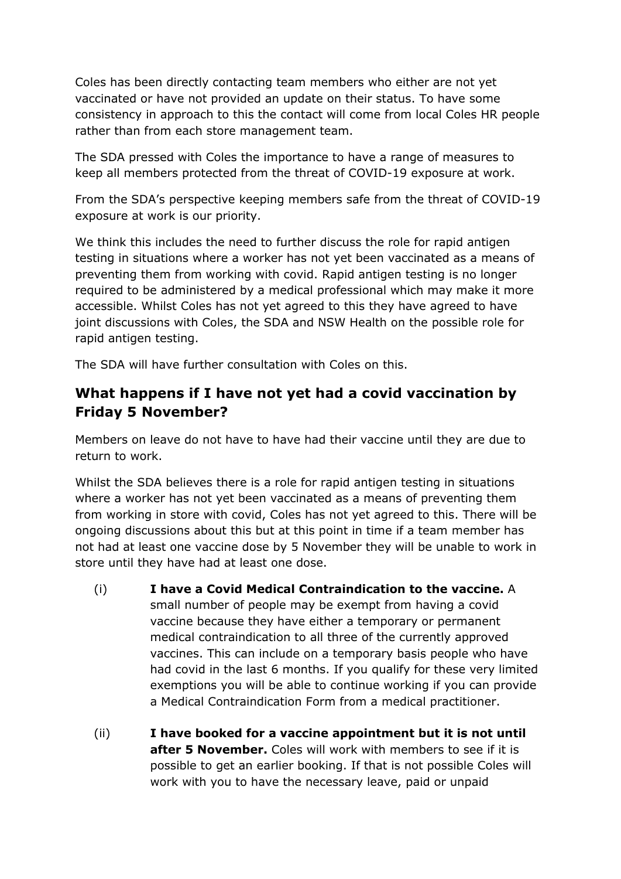Coles has been directly contacting team members who either are not yet vaccinated or have not provided an update on their status. To have some consistency in approach to this the contact will come from local Coles HR people rather than from each store management team.

The SDA pressed with Coles the importance to have a range of measures to keep all members protected from the threat of COVID-19 exposure at work.

From the SDA's perspective keeping members safe from the threat of COVID-19 exposure at work is our priority.

We think this includes the need to further discuss the role for rapid antigen testing in situations where a worker has not yet been vaccinated as a means of preventing them from working with covid. Rapid antigen testing is no longer required to be administered by a medical professional which may make it more accessible. Whilst Coles has not yet agreed to this they have agreed to have joint discussions with Coles, the SDA and NSW Health on the possible role for rapid antigen testing.

The SDA will have further consultation with Coles on this.

## What happens if I have not yet had a covid vaccination by Friday 5 November?

Members on leave do not have to have had their vaccine until they are due to return to work.

Whilst the SDA believes there is a role for rapid antigen testing in situations where a worker has not yet been vaccinated as a means of preventing them from working in store with covid, Coles has not yet agreed to this. There will be ongoing discussions about this but at this point in time if a team member has not had at least one vaccine dose by 5 November they will be unable to work in store until they have had at least one dose.

(i) **I have a Covid Medical Contraindication to the vaccine.** A small number of people may be exempt from having a covid vaccine because they have either a temporary or permanent medical contraindication to all three of the currently approved vaccines. This can include on a temporary basis people who have had covid in the last 6 months. If you qualify for these very limited exemptions you will be able to continue working if you can provide a Medical Contraindication Form from a medical practitioner.

(ii) **I have booked for a vaccine appointment but it is not until after 5 November.** Coles will work with members to see if it is possible to get an earlier booking. If that is not possible Coles will work with you to have the necessary leave, paid or unpaid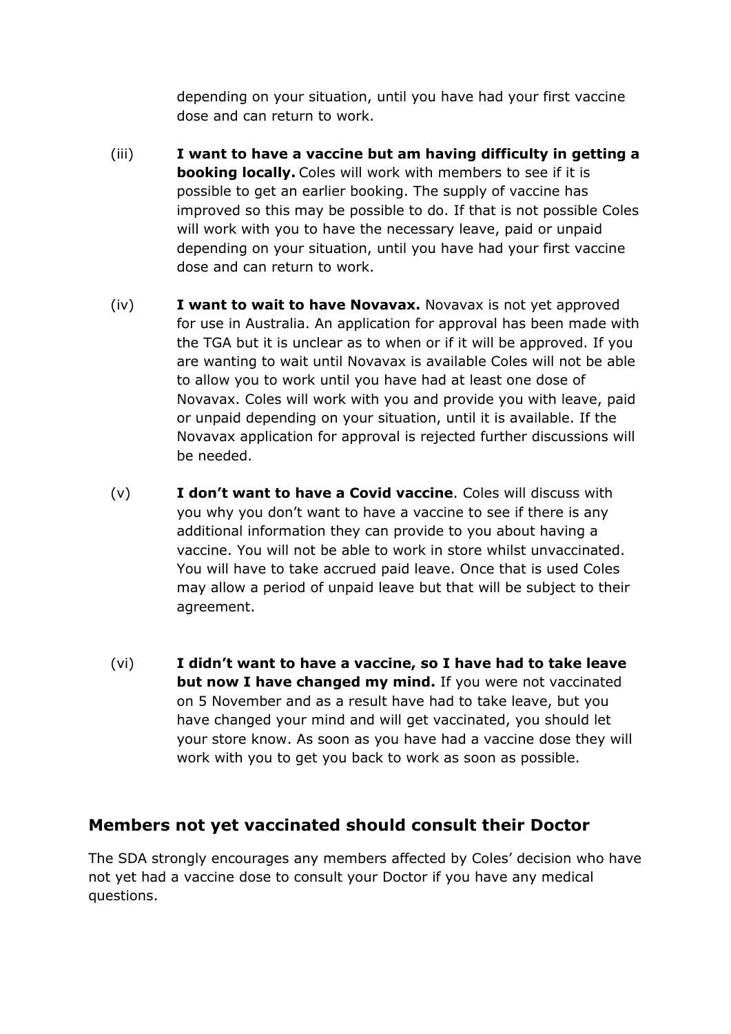depending on your situation, until you have had your first vaccine dose and can return to work.

(iii) **I want to have a vaccine but am having difficulty in getting a booking locally.** Coles will work with members to see if it is possible to get an earlier booking. The supply of vaccine has improved so this may be possible to do. If that is not possible Coles will work with you to have the necessary leave, paid or unpaid depending on your situation, until you have had your first vaccine dose and can return to work.

(iv) **I want to wait to have Novavax.** Novavax is not yet approved for use in Australia. An application for approval has been made with the TGA but it is unclear as to when or if it will be approved. If you are wanting to wait until Novavax is available Coles will not be able to allow you to work until you have had at least one dose of Novavax. Coles will work with you and provide you with leave, paid or unpaid depending on your situation, until it is available. If the Novavax application for approval is rejected further discussions will be needed.

(v) **I don't want to have a Covid vaccine**. Coles will discuss with you why you don't want to have a vaccine to see if there is any additional information they can provide to you about having a vaccine. You will not be able to work in store whilst unvaccinated. You will have to take accrued paid leave. Once that is used Coles may allow a period of unpaid leave but that will be subject to their agreement.

(vi) **I didn't want to have a vaccine, so I have had to take leave but now I have changed my mind.** If you were not vaccinated on 5 November and as a result have had to take leave, but you have changed your mind and will get vaccinated, you should let your store know. As soon as you have had a vaccine dose they will work with you to get you back to work as soon as possible.

## Members not yet vaccinated should consult their Doctor

The SDA strongly encourages any members affected by Coles' decision who have not yet had a vaccine dose to consult your Doctor if you have any medical questions.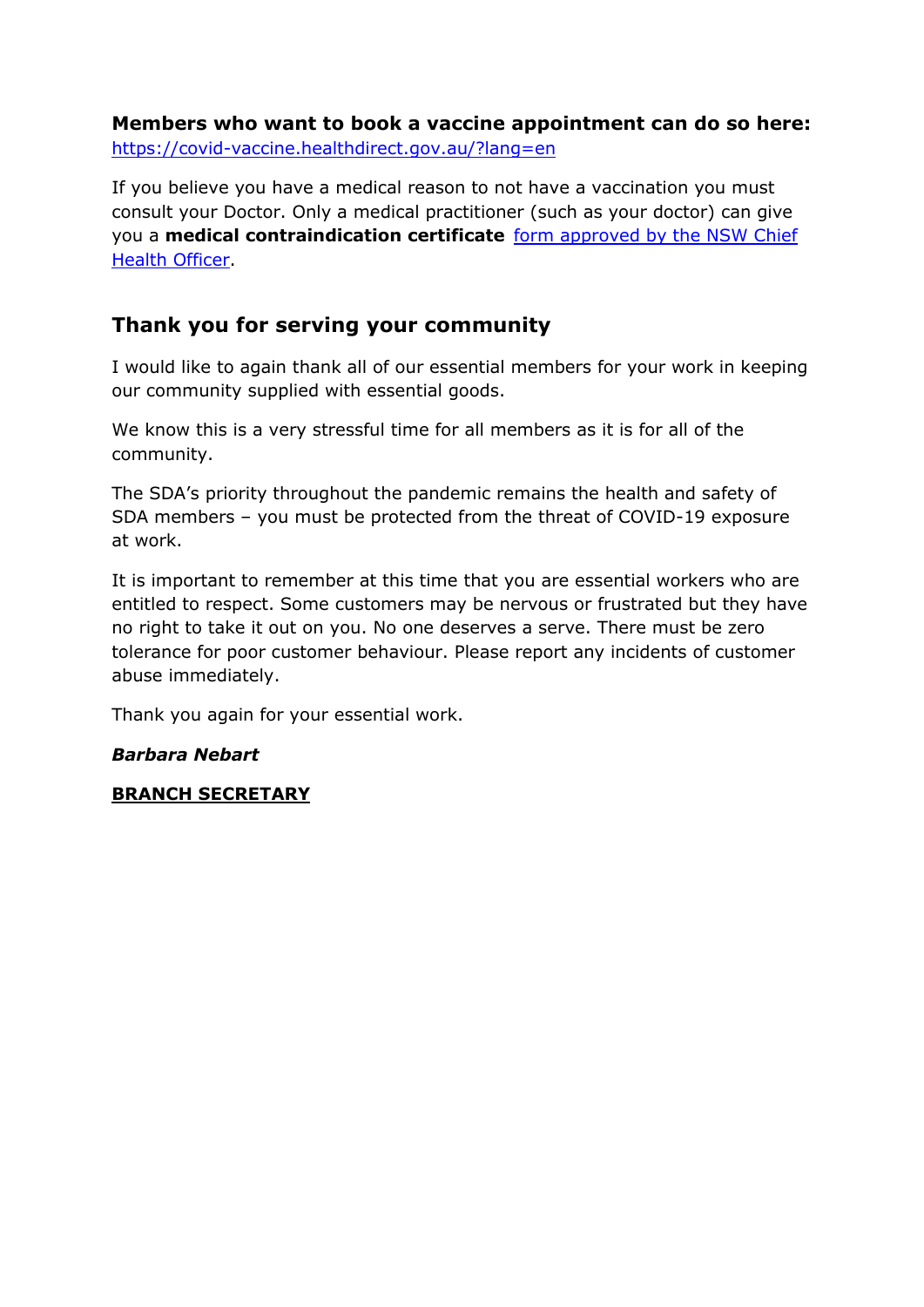**Members who want to book a vaccine appointment can do so here:** https://covid-vaccine.healthdirect.gov.au/?lang=en

If you believe you have a medical reason to not have a vaccination you must consult your Doctor. Only a medical practitioner (such as your doctor) can give you a **medical contraindication certificate** form approved by the NSW Chief Health Officer.

## Thank you for serving your community

I would like to again thank all of our essential members for your work in keeping our community supplied with essential goods.

We know this is a very stressful time for all members as it is for all of the community.

The SDA's priority throughout the pandemic remains the health and safety of SDA members – you must be protected from the threat of COVID-19 exposure at work.

It is important to remember at this time that you are essential workers who are entitled to respect. Some customers may be nervous or frustrated but they have no right to take it out on you. No one deserves a serve. There must be zero tolerance for poor customer behaviour. Please report any incidents of customer abuse immediately.

Thank you again for your essential work.

***Barbara Nebart***

**BRANCH SECRETARY**